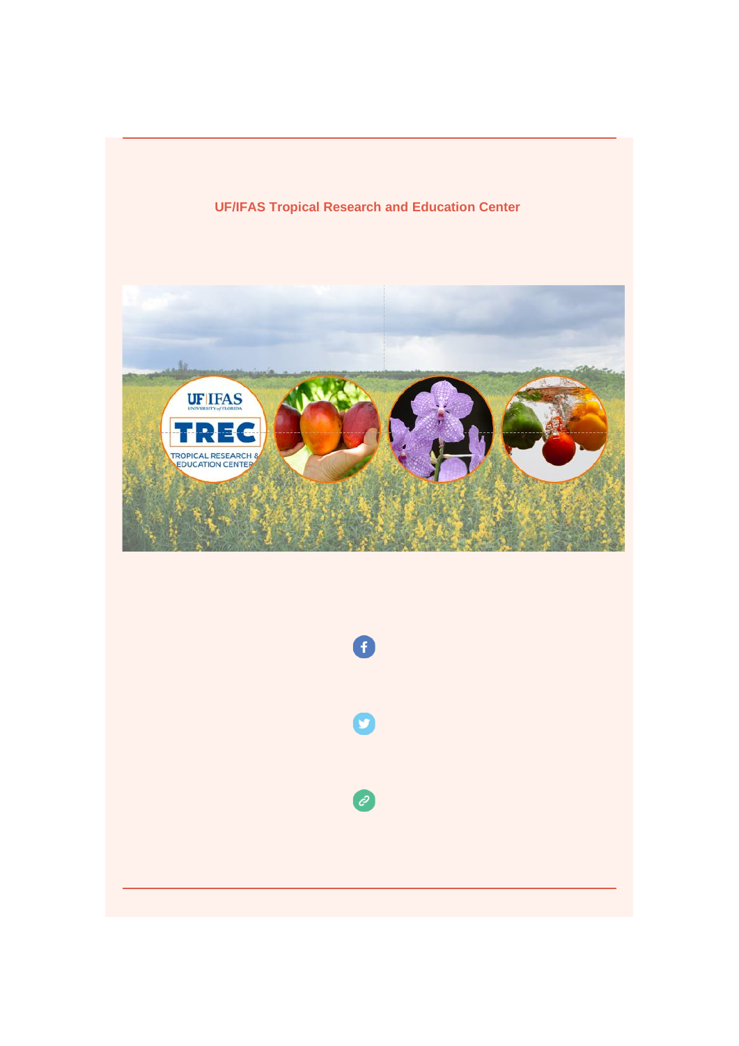**UF/IFAS Tropical Research and Education Center**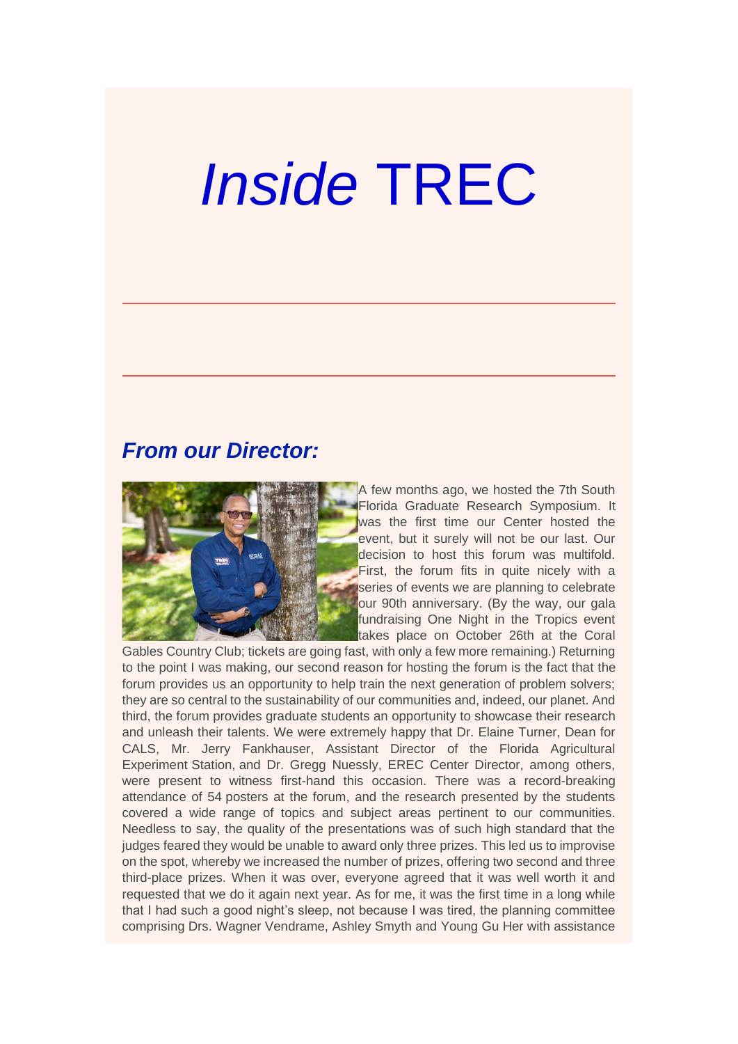# *Inside* TREC

## *From our Director:*

A few months ago, we hosted the 7th South Florida Graduate Research Symposium. It was the first time our Center hosted the event, but it surely will not be our last. Our decision to host this forum was multifold. First, the forum fits in quite nicely with a series of events we are planning to celebrate our 90th anniversary. (By the way, our gala fundraising One Night in the Tropics event takes place on October 26th at the Coral Gables Country Club; tickets are going fast, with only a few more remaining.) Returning to the point I was making, our second reason for hosting the forum is the fact that the forum provides us an opportunity to help train the next generation of problem solvers; they are so central to the sustainability of our communities and, indeed, our planet. And third, the forum provides graduate students an opportunity to showcase their research and unleash their talents. We were extremely happy that Dr. Elaine Turner, Dean for CALS, Mr. Jerry Fankhauser, Assistant Director of the Florida Agricultural Experiment Station, and Dr. Gregg Nuessly, EREC Center Director, among others, were present to witness first-hand this occasion. There was a record-breaking attendance of 54 posters at the forum, and the research presented by the students covered a wide range of topics and subject areas pertinent to our communities. Needless to say, the quality of the presentations was of such high standard that the judges feared they would be unable to award only three prizes. This led us to improvise on the spot, whereby we increased the number of prizes, offering two second and three third-place prizes. When it was over, everyone agreed that it was well worth it and requested that we do it again next year. As for me, it was the first time in a long while that I had such a good night's sleep, not because I was tired, the planning committee comprising Drs. Wagner Vendrame, Ashley Smyth and Young Gu Her with assistance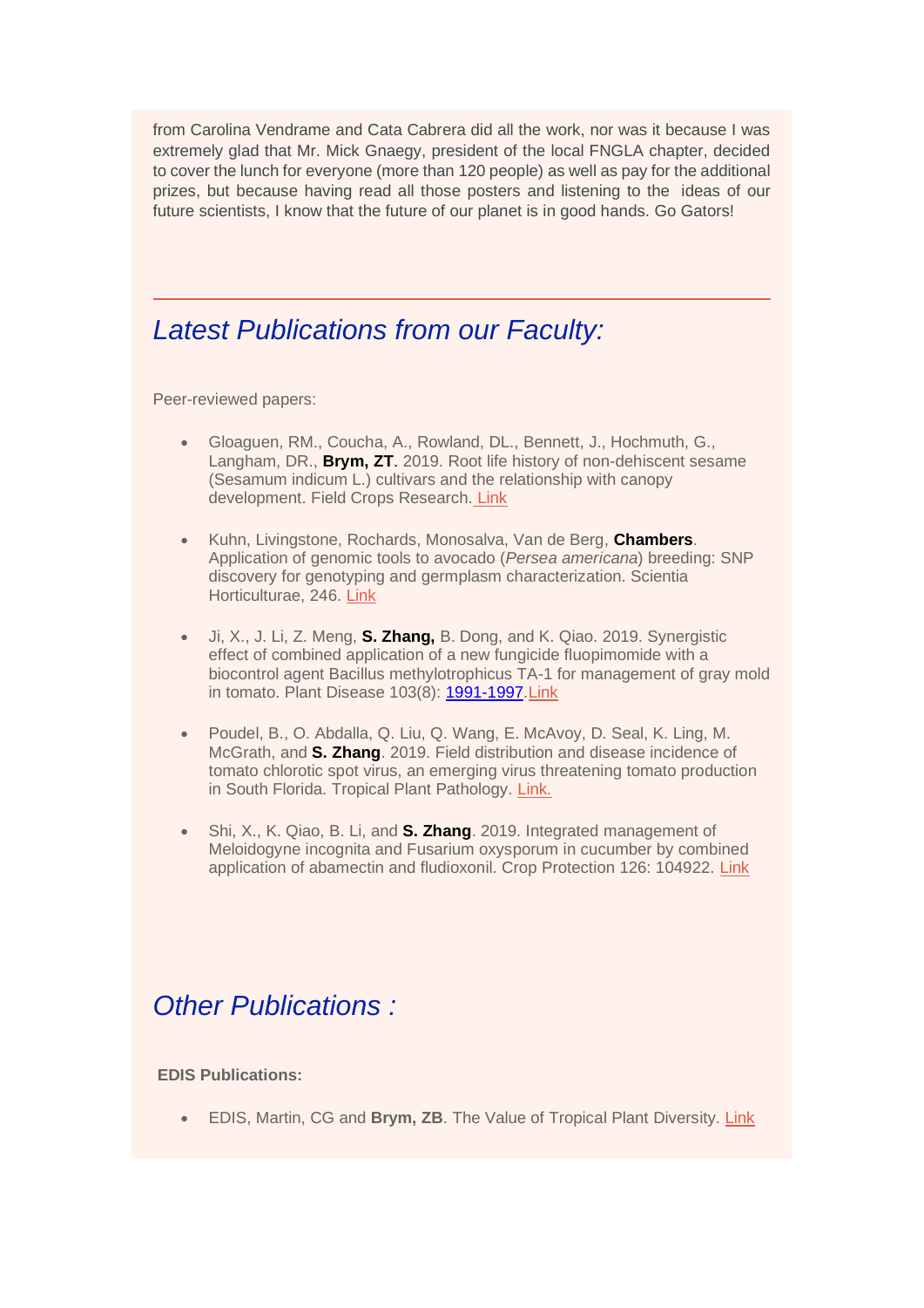from Carolina Vendrame and Cata Cabrera did all the work, nor was it because I was extremely glad that Mr. Mick Gnaegy, president of the local FNGLA chapter, decided to cover the lunch for everyone (more than 120 people) as well as pay for the additional prizes, but because having read all those posters and listening to the ideas of our future scientists, I know that the future of our planet is in good hands. Go Gators!

---

## *Latest Publications from our Faculty:*

Peer-reviewed papers:

- Gloaguen, RM., Coucha, A., Rowland, DL., Bennett, J., Hochmuth, G., Langham, DR., **Brym, ZT**. 2019. Root life history of non-dehiscent sesame (Sesamum indicum L.) cultivars and the relationship with canopy development. Field Crops Research. Link
- Kuhn, Livingstone, Rochards, Monosalva, Van de Berg, **Chambers**. Application of genomic tools to avocado (*Persea americana*) breeding: SNP discovery for genotyping and germplasm characterization. Scientia Horticulturae, 246. Link
- Ji, X., J. Li, Z. Meng, **S. Zhang,** B. Dong, and K. Qiao. 2019. Synergistic effect of combined application of a new fungicide fluopimomide with a biocontrol agent Bacillus methylotrophicus TA-1 for management of gray mold in tomato. Plant Disease 103(8): 1991-1997.Link
- Poudel, B., O. Abdalla, Q. Liu, Q. Wang, E. McAvoy, D. Seal, K. Ling, M. McGrath, and **S. Zhang**. 2019. Field distribution and disease incidence of tomato chlorotic spot virus, an emerging virus threatening tomato production in South Florida. Tropical Plant Pathology. Link.
- Shi, X., K. Qiao, B. Li, and **S. Zhang**. 2019. Integrated management of Meloidogyne incognita and Fusarium oxysporum in cucumber by combined application of abamectin and fludioxonil. Crop Protection 126: 104922. Link

## *Other Publications :*

**EDIS Publications:**

- EDIS, Martin, CG and **Brym, ZB**. The Value of Tropical Plant Diversity. Link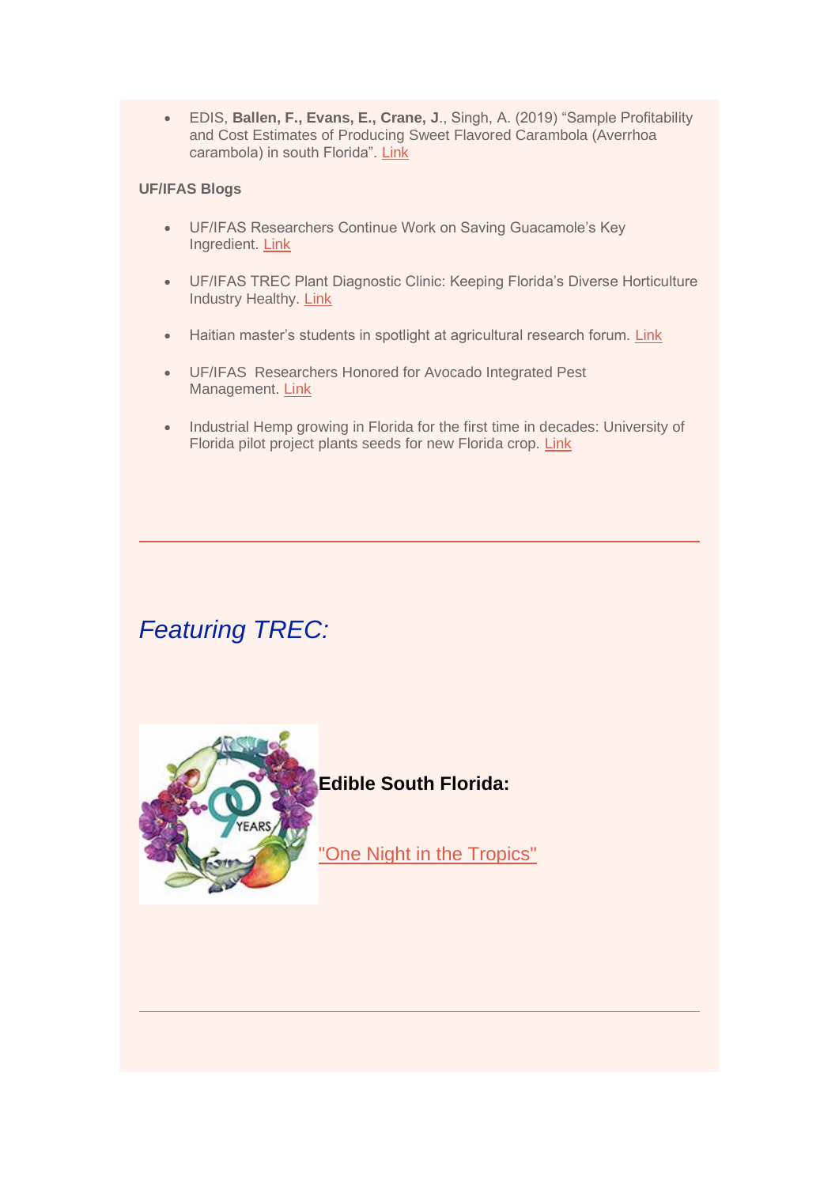- EDIS, **Ballen, F., Evans, E., Crane, J**., Singh, A. (2019) "Sample Profitability and Cost Estimates of Producing Sweet Flavored Carambola (Averrhoa carambola) in south Florida". Link

**UF/IFAS Blogs**

- UF/IFAS Researchers Continue Work on Saving Guacamole's Key Ingredient. Link
- UF/IFAS TREC Plant Diagnostic Clinic: Keeping Florida's Diverse Horticulture Industry Healthy. Link
- Haitian master's students in spotlight at agricultural research forum. Link
- UF/IFAS Researchers Honored for Avocado Integrated Pest Management. Link
- Industrial Hemp growing in Florida for the first time in decades: University of Florida pilot project plants seeds for new Florida crop. Link

---

## *Featuring TREC:*

**Edible South Florida:**

"One Night in the Tropics"

---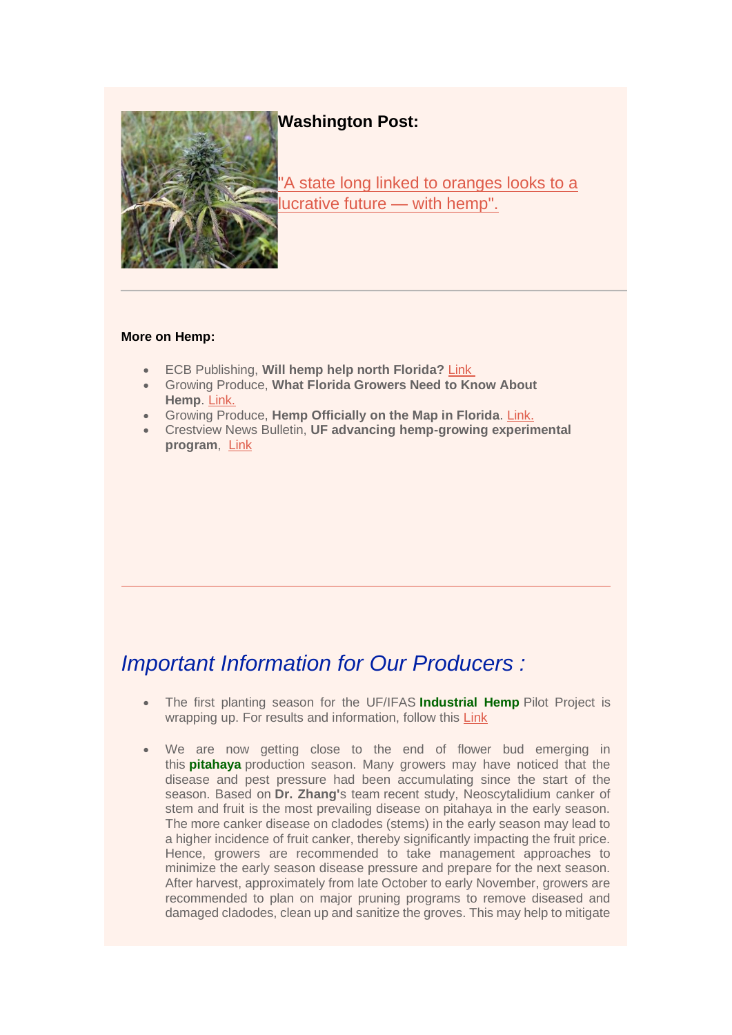**Washington Post:**

"A state long linked to oranges looks to a lucrative future — with hemp".

---

**More on Hemp:**

- ECB Publishing, **Will hemp help north Florida?** Link
- Growing Produce, **What Florida Growers Need to Know About Hemp**. Link.
- Growing Produce, **Hemp Officially on the Map in Florida**. Link.
- Crestview News Bulletin, **UF advancing hemp-growing experimental program**, Link

---

## *Important Information for Our Producers :*

- The first planting season for the UF/IFAS **Industrial Hemp** Pilot Project is wrapping up. For results and information, follow this Link

- We are now getting close to the end of flower bud emerging in this **pitahaya** production season. Many growers may have noticed that the disease and pest pressure had been accumulating since the start of the season. Based on **Dr. Zhang'**s team recent study, Neoscytalidium canker of stem and fruit is the most prevailing disease on pitahaya in the early season. The more canker disease on cladodes (stems) in the early season may lead to a higher incidence of fruit canker, thereby significantly impacting the fruit price. Hence, growers are recommended to take management approaches to minimize the early season disease pressure and prepare for the next season. After harvest, approximately from late October to early November, growers are recommended to plan on major pruning programs to remove diseased and damaged cladodes, clean up and sanitize the groves. This may help to mitigate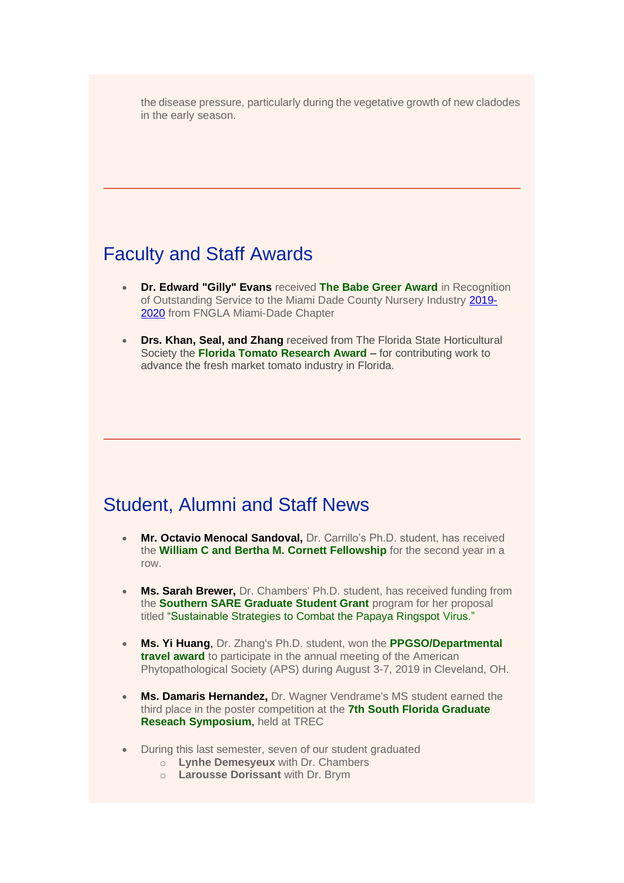the disease pressure, particularly during the vegetative growth of new cladodes in the early season.

---

## Faculty and Staff Awards

- **Dr. Edward "Gilly" Evans** received **The Babe Greer Award** in Recognition of Outstanding Service to the Miami Dade County Nursery Industry 2019-2020 from FNGLA Miami-Dade Chapter
- **Drs. Khan, Seal, and Zhang** received from The Florida State Horticultural Society the **Florida Tomato Research Award** – for contributing work to advance the fresh market tomato industry in Florida.

---

## Student, Alumni and Staff News

- **Mr. Octavio Menocal Sandoval,** Dr. Carrillo's Ph.D. student, has received the **William C and Bertha M. Cornett Fellowship** for the second year in a row.
- **Ms. Sarah Brewer,** Dr. Chambers' Ph.D. student, has received funding from the **Southern SARE Graduate Student Grant** program for her proposal titled "Sustainable Strategies to Combat the Papaya Ringspot Virus."
- **Ms. Yi Huang**, Dr. Zhang's Ph.D. student, won the **PPGSO/Departmental travel award** to participate in the annual meeting of the American Phytopathological Society (APS) during August 3-7, 2019 in Cleveland, OH.
- **Ms. Damaris Hernandez,** Dr. Wagner Vendrame's MS student earned the third place in the poster competition at the **7th South Florida Graduate Reseach Symposium**, held at TREC
- During this last semester, seven of our student graduated
  - **Lynhe Demesyeux** with Dr. Chambers
  - **Larousse Dorissant** with Dr. Brym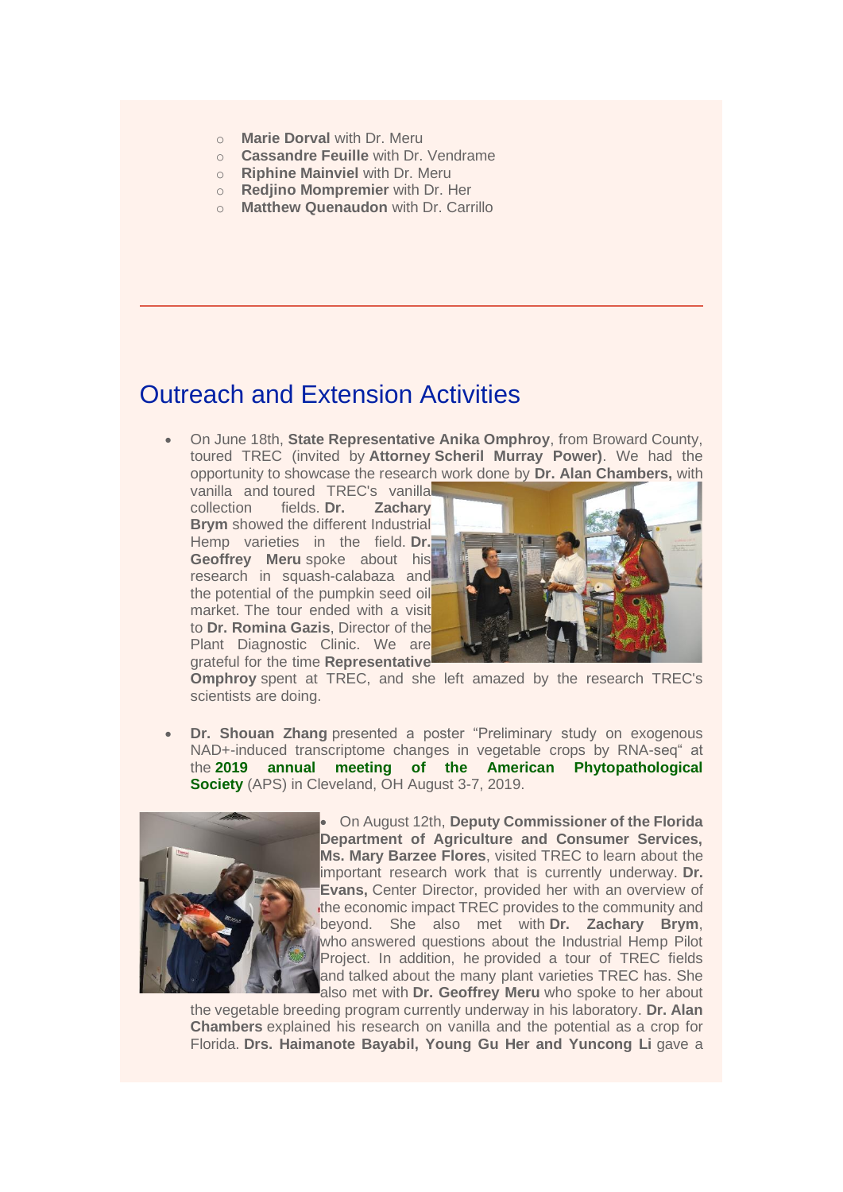- **Marie Dorval** with Dr. Meru
- **Cassandre Feuille** with Dr. Vendrame
- **Riphine Mainviel** with Dr. Meru
- **Redjino Mompremier** with Dr. Her
- **Matthew Quenaudon** with Dr. Carrillo

---

# Outreach and Extension Activities

- On June 18th, **State Representative Anika Omphroy**, from Broward County, toured TREC (invited by **Attorney Scheril Murray Power)**. We had the opportunity to showcase the research work done by **Dr. Alan Chambers,** with vanilla and toured TREC's vanilla collection fields. **Dr. Zachary Brym** showed the different Industrial Hemp varieties in the field. **Dr. Geoffrey Meru** spoke about his research in squash-calabaza and the potential of the pumpkin seed oil market. The tour ended with a visit to **Dr. Romina Gazis**, Director of the Plant Diagnostic Clinic. We are grateful for the time **Representative Omphroy** spent at TREC, and she left amazed by the research TREC's scientists are doing.

- **Dr. Shouan Zhang** presented a poster "Preliminary study on exogenous NAD+-induced transcriptome changes in vegetable crops by RNA-seq" at the **2019 annual meeting of the American Phytopathological Society** (APS) in Cleveland, OH August 3-7, 2019.

- On August 12th, **Deputy Commissioner of the Florida Department of Agriculture and Consumer Services, Ms. Mary Barzee Flores**, visited TREC to learn about the important research work that is currently underway. **Dr. Evans,** Center Director, provided her with an overview of the economic impact TREC provides to the community and beyond. She also met with **Dr. Zachary Brym**, who answered questions about the Industrial Hemp Pilot Project. In addition, he provided a tour of TREC fields and talked about the many plant varieties TREC has. She also met with **Dr. Geoffrey Meru** who spoke to her about the vegetable breeding program currently underway in his laboratory. **Dr. Alan Chambers** explained his research on vanilla and the potential as a crop for Florida. **Drs. Haimanote Bayabil, Young Gu Her and Yuncong Li** gave a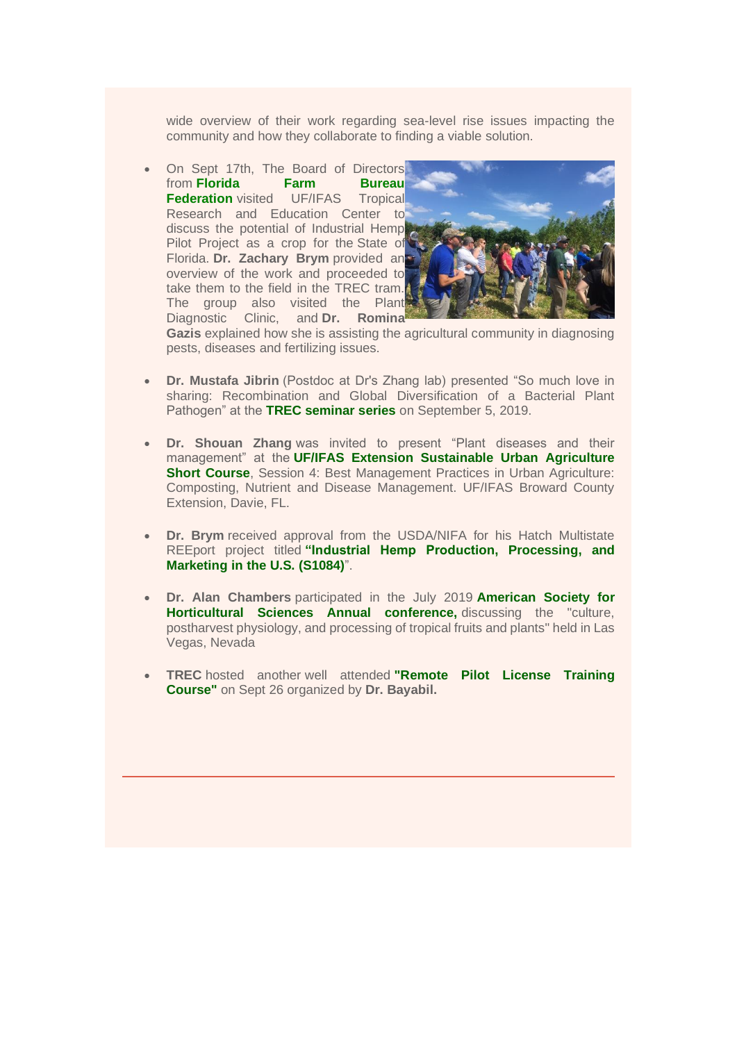wide overview of their work regarding sea-level rise issues impacting the community and how they collaborate to finding a viable solution.

- On Sept 17th, The Board of Directors from **Florida Farm Bureau Federation** visited UF/IFAS Tropical Research and Education Center to discuss the potential of Industrial Hemp Pilot Project as a crop for the State of Florida. **Dr. Zachary Brym** provided an overview of the work and proceeded to take them to the field in the TREC tram. The group also visited the Plant Diagnostic Clinic, and **Dr. Romina Gazis** explained how she is assisting the agricultural community in diagnosing pests, diseases and fertilizing issues.

- **Dr. Mustafa Jibrin** (Postdoc at Dr's Zhang lab) presented "So much love in sharing: Recombination and Global Diversification of a Bacterial Plant Pathogen" at the **TREC seminar series** on September 5, 2019.

- **Dr. Shouan Zhang** was invited to present "Plant diseases and their management" at the **UF/IFAS Extension Sustainable Urban Agriculture Short Course**, Session 4: Best Management Practices in Urban Agriculture: Composting, Nutrient and Disease Management. UF/IFAS Broward County Extension, Davie, FL.

- **Dr. Brym** received approval from the USDA/NIFA for his Hatch Multistate REEport project titled **"Industrial Hemp Production, Processing, and Marketing in the U.S. (S1084)**".

- **Dr. Alan Chambers** participated in the July 2019 **American Society for Horticultural Sciences Annual conference,** discussing the "culture, postharvest physiology, and processing of tropical fruits and plants" held in Las Vegas, Nevada

- **TREC** hosted another well attended **"Remote Pilot License Training Course"** on Sept 26 organized by **Dr. Bayabil.**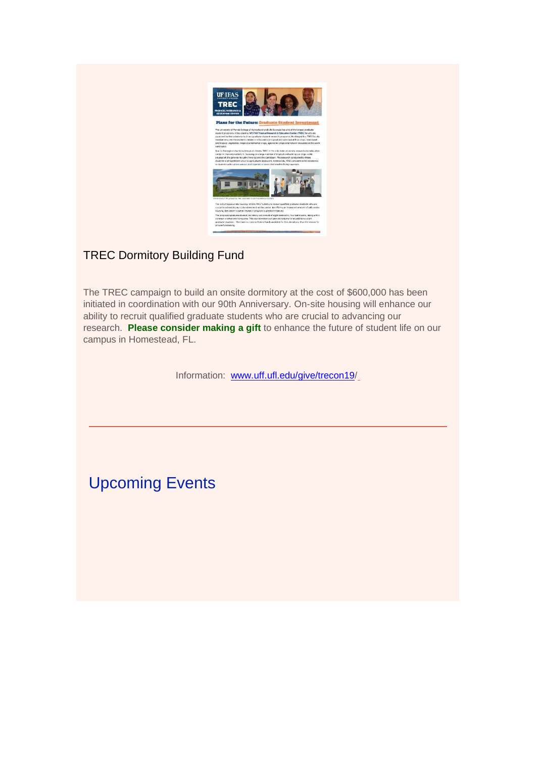TREC Dormitory Building Fund

The TREC campaign to build an onsite dormitory at the cost of $600,000 has been initiated in coordination with our 90th Anniversary. On-site housing will enhance our ability to recruit qualified graduate students who are crucial to advancing our research. **Please consider making a gift** to enhance the future of student life on our campus in Homestead, FL.

Information: [www.uff.ufl.edu/give/trecon19/](http://www.uff.ufl.edu/give/trecon19/)

---

## Upcoming Events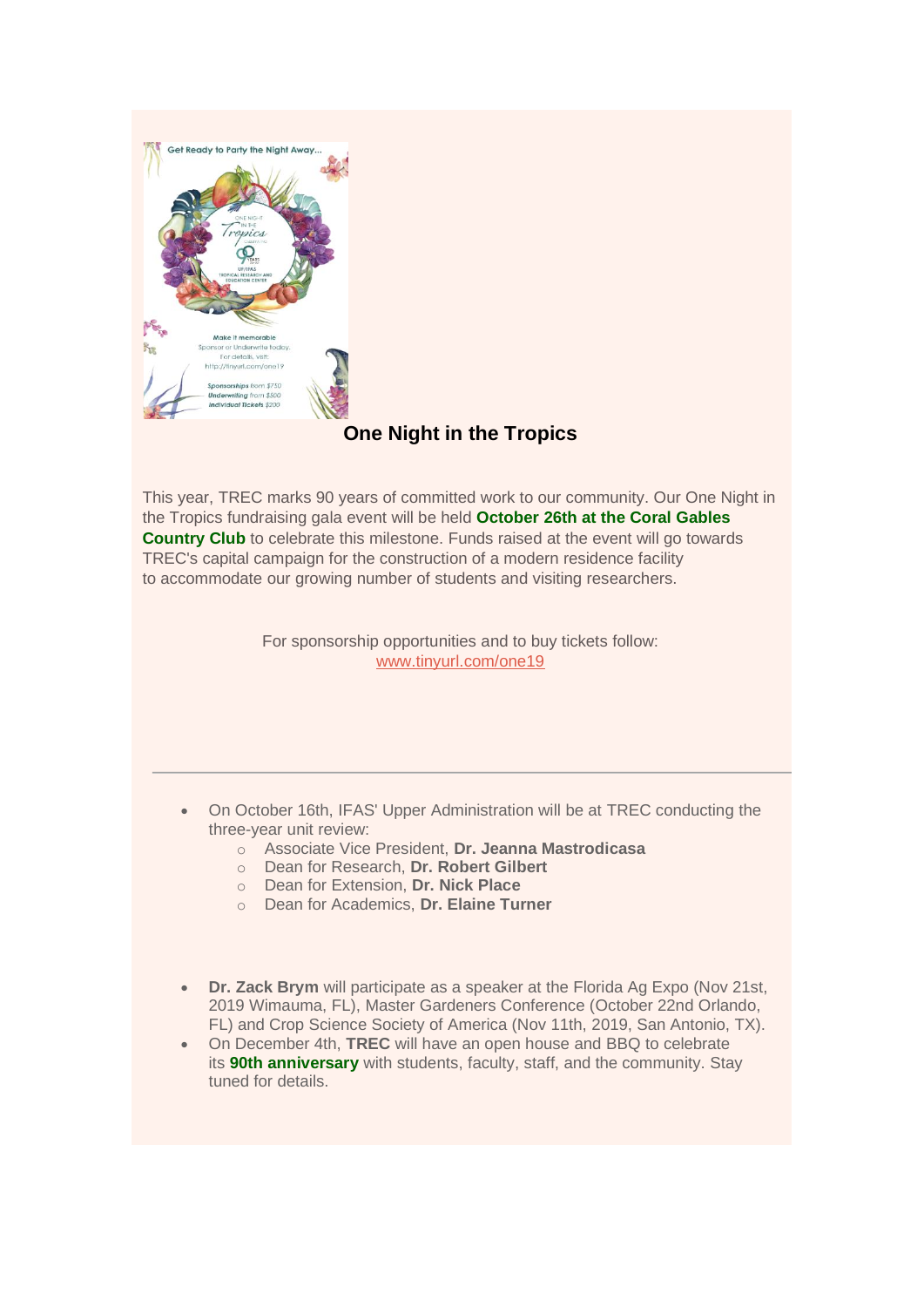## One Night in the Tropics

This year, TREC marks 90 years of committed work to our community. Our One Night in the Tropics fundraising gala event will be held **October 26th at the Coral Gables Country Club** to celebrate this milestone. Funds raised at the event will go towards TREC's capital campaign for the construction of a modern residence facility to accommodate our growing number of students and visiting researchers.

For sponsorship opportunities and to buy tickets follow:
www.tinyurl.com/one19

---

- On October 16th, IFAS' Upper Administration will be at TREC conducting the three-year unit review:
  - Associate Vice President, **Dr. Jeanna Mastrodicasa**
  - Dean for Research, **Dr. Robert Gilbert**
  - Dean for Extension, **Dr. Nick Place**
  - Dean for Academics, **Dr. Elaine Turner**

- **Dr. Zack Brym** will participate as a speaker at the Florida Ag Expo (Nov 21st, 2019 Wimauma, FL), Master Gardeners Conference (October 22nd Orlando, FL) and Crop Science Society of America (Nov 11th, 2019, San Antonio, TX).
- On December 4th, **TREC** will have an open house and BBQ to celebrate its **90th anniversary** with students, faculty, staff, and the community. Stay tuned for details.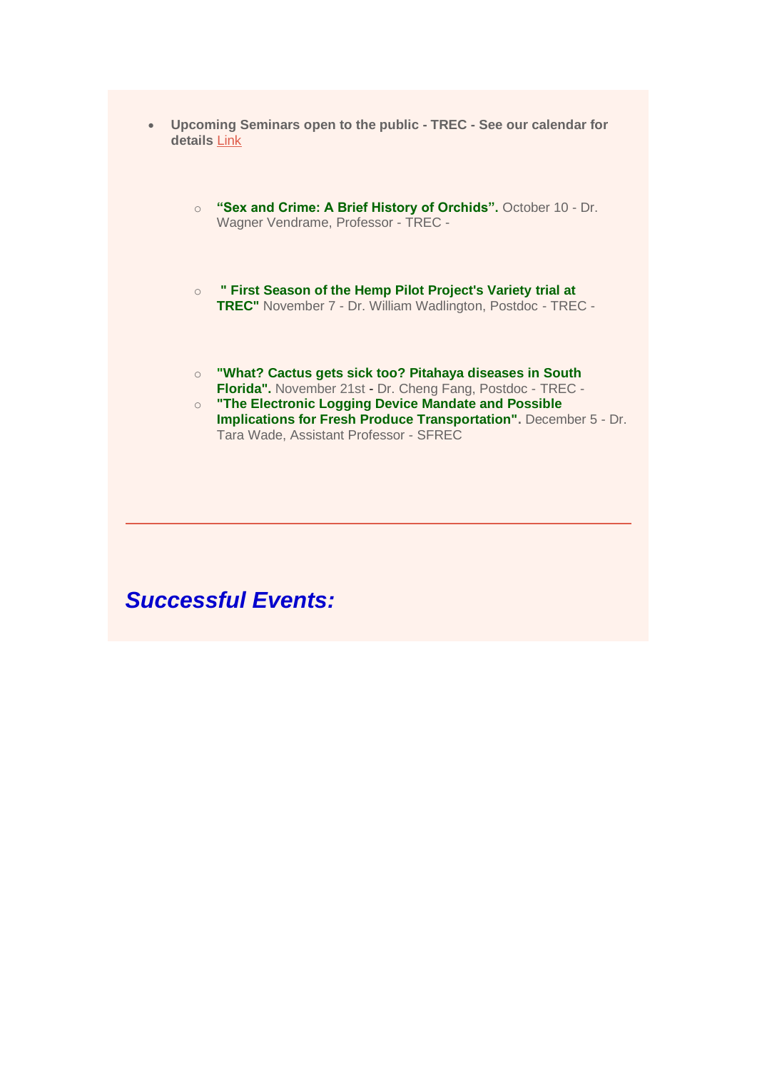- **Upcoming Seminars open to the public - TREC - See our calendar for details** Link
    - **“Sex and Crime: A Brief History of Orchids”.** October 10 - Dr. Wagner Vendrame, Professor - TREC -
    - **" First Season of the Hemp Pilot Project's Variety trial at TREC"** November 7 - Dr. William Wadlington, Postdoc - TREC -
    - **"What? Cactus gets sick too? Pitahaya diseases in South Florida".** November 21st **-** Dr. Cheng Fang, Postdoc - TREC -
    - **"The Electronic Logging Device Mandate and Possible Implications for Fresh Produce Transportation".** December 5 - Dr. Tara Wade, Assistant Professor - SFREC

---

## ***Successful Events:***